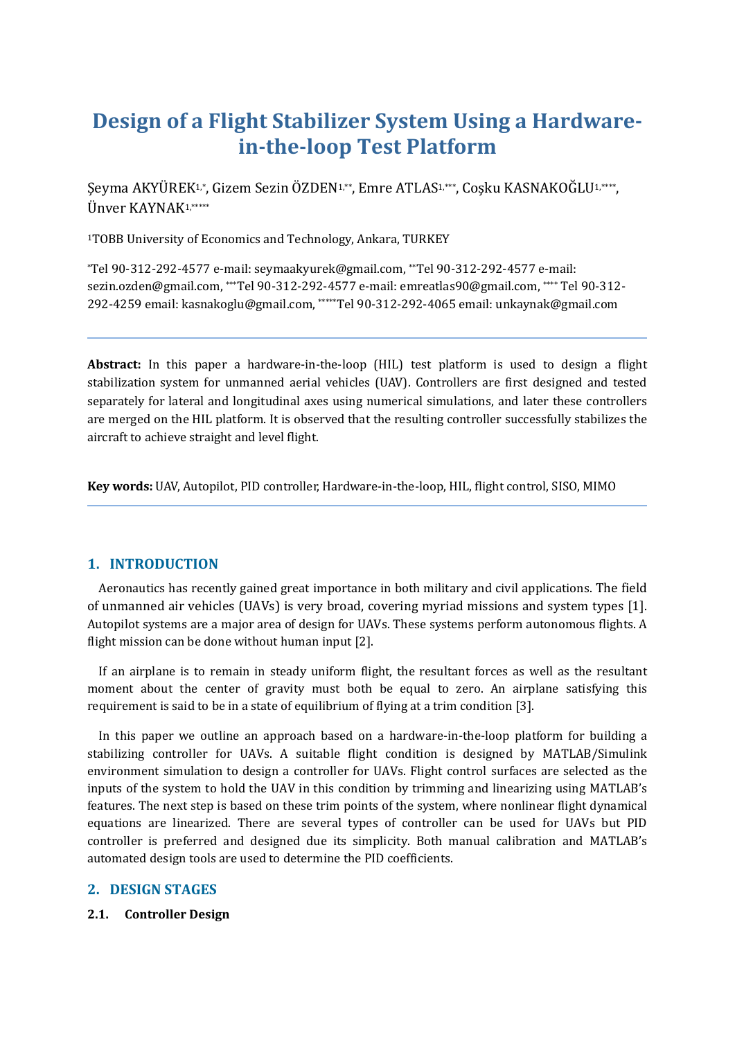# Design of a Flight Stabilizer System Using a Hardware-in-the-loop Test Platform

Şeyma AKYÜREK[1,*], Gizem Sezin ÖZDEN[1,**], Emre ATLAS[1,***], Coşku KASNAKOĞLU[1,****], Ünver KAYNAK[1,*****]

[1]TOBB University of Economics and Technology, Ankara, TURKEY

*Tel 90-312-292-4577 e-mail: seymaakyurek@gmail.com, **Tel 90-312-292-4577 e-mail: sezin.ozden@gmail.com, ***Tel 90-312-292-4577 e-mail: emreatlas90@gmail.com, **** Tel 90-312-292-4259 email: kasnakoglu@gmail.com, *****Tel 90-312-292-4065 email: unkaynak@gmail.com

---

**Abstract:** In this paper a hardware-in-the-loop (HIL) test platform is used to design a flight stabilization system for unmanned aerial vehicles (UAV). Controllers are first designed and tested separately for lateral and longitudinal axes using numerical simulations, and later these controllers are merged on the HIL platform. It is observed that the resulting controller successfully stabilizes the aircraft to achieve straight and level flight.

**Key words:** UAV, Autopilot, PID controller, Hardware-in-the-loop, HIL, flight control, SISO, MIMO

---

## 1. INTRODUCTION

Aeronautics has recently gained great importance in both military and civil applications. The field of unmanned air vehicles (UAVs) is very broad, covering myriad missions and system types [1]. Autopilot systems are a major area of design for UAVs. These systems perform autonomous flights. A flight mission can be done without human input [2].

If an airplane is to remain in steady uniform flight, the resultant forces as well as the resultant moment about the center of gravity must both be equal to zero. An airplane satisfying this requirement is said to be in a state of equilibrium of flying at a trim condition [3].

In this paper we outline an approach based on a hardware-in-the-loop platform for building a stabilizing controller for UAVs. A suitable flight condition is designed by MATLAB/Simulink environment simulation to design a controller for UAVs. Flight control surfaces are selected as the inputs of the system to hold the UAV in this condition by trimming and linearizing using MATLAB's features. The next step is based on these trim points of the system, where nonlinear flight dynamical equations are linearized. There are several types of controller can be used for UAVs but PID controller is preferred and designed due its simplicity. Both manual calibration and MATLAB's automated design tools are used to determine the PID coefficients.

## 2. DESIGN STAGES

### 2.1. Controller Design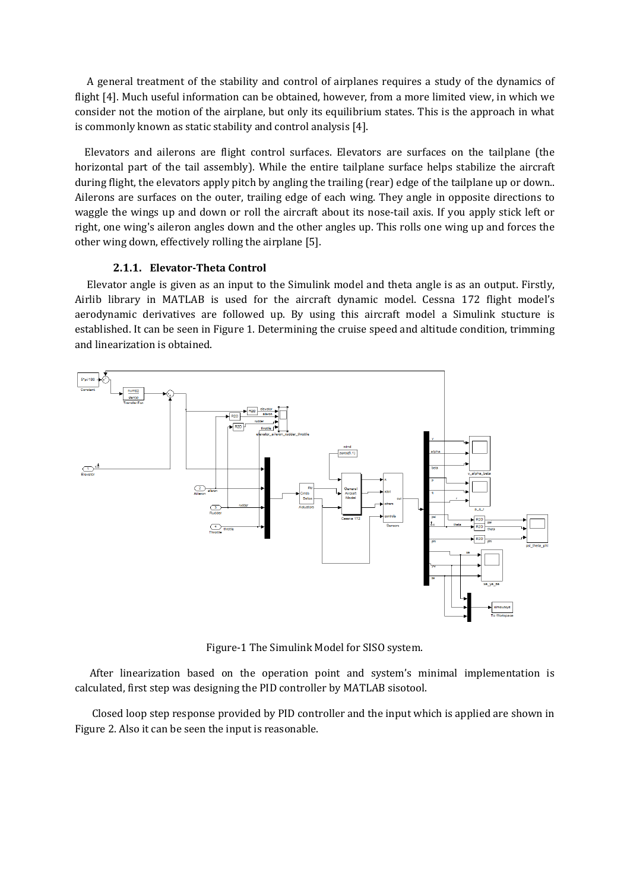A general treatment of the stability and control of airplanes requires a study of the dynamics of flight [4]. Much useful information can be obtained, however, from a more limited view, in which we consider not the motion of the airplane, but only its equilibrium states. This is the approach in what is commonly known as static stability and control analysis [4].

Elevators and ailerons are flight control surfaces. Elevators are surfaces on the tailplane (the horizontal part of the tail assembly). While the entire tailplane surface helps stabilize the aircraft during flight, the elevators apply pitch by angling the trailing (rear) edge of the tailplane up or down.. Ailerons are surfaces on the outer, trailing edge of each wing. They angle in opposite directions to waggle the wings up and down or roll the aircraft about its nose-tail axis. If you apply stick left or right, one wing's aileron angles down and the other angles up. This rolls one wing up and forces the other wing down, effectively rolling the airplane [5].

### 2.1.1. Elevator-Theta Control

Elevator angle is given as an input to the Simulink model and theta angle is as an output. Firstly, Airlib library in MATLAB is used for the aircraft dynamic model. Cessna 172 flight model's aerodynamic derivatives are followed up. By using this aircraft model a Simulink stucture is established. It can be seen in Figure 1. Determining the cruise speed and altitude condition, trimming and linearization is obtained.

Figure-1 The Simulink Model for SISO system.

After linearization based on the operation point and system's minimal implementation is calculated, first step was designing the PID controller by MATLAB sisotool.

Closed loop step response provided by PID controller and the input which is applied are shown in Figure 2. Also it can be seen the input is reasonable.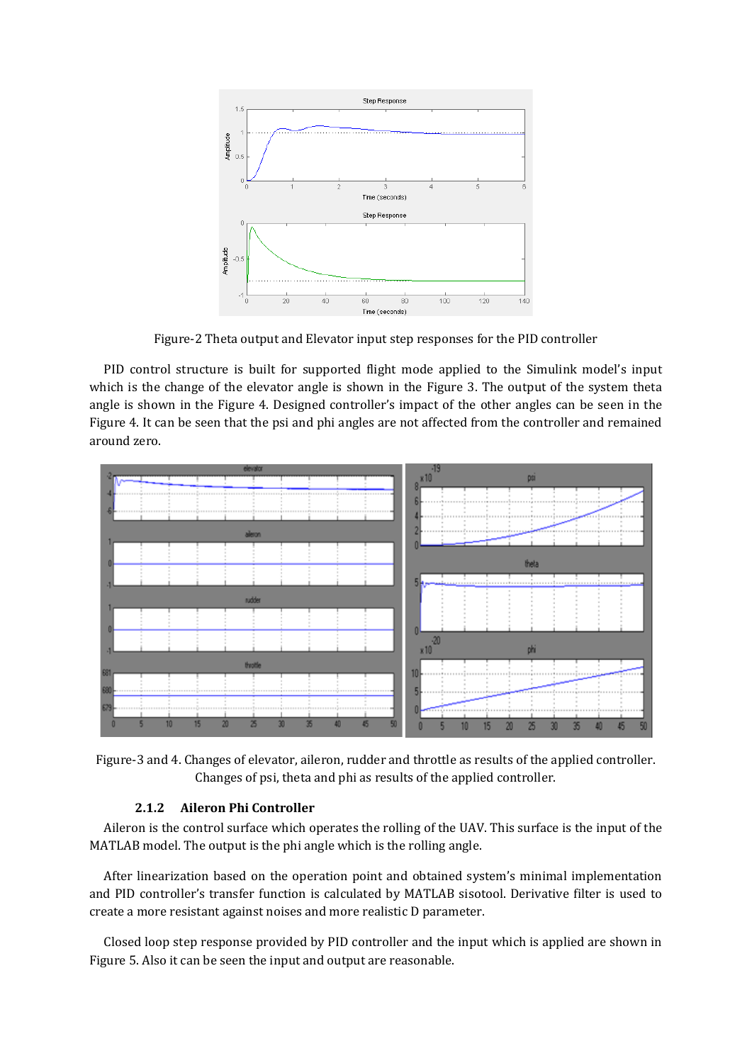Figure-2 Theta output and Elevator input step responses for the PID controller

PID control structure is built for supported flight mode applied to the Simulink model's input which is the change of the elevator angle is shown in the Figure 3. The output of the system theta angle is shown in the Figure 4. Designed controller's impact of the other angles can be seen in the Figure 4. It can be seen that the psi and phi angles are not affected from the controller and remained around zero.

Figure-3 and 4. Changes of elevator, aileron, rudder and throttle as results of the applied controller. Changes of psi, theta and phi as results of the applied controller.

### 2.1.2 Aileron Phi Controller

Aileron is the control surface which operates the rolling of the UAV. This surface is the input of the MATLAB model. The output is the phi angle which is the rolling angle.

After linearization based on the operation point and obtained system's minimal implementation and PID controller's transfer function is calculated by MATLAB sisotool. Derivative filter is used to create a more resistant against noises and more realistic D parameter.

Closed loop step response provided by PID controller and the input which is applied are shown in Figure 5. Also it can be seen the input and output are reasonable.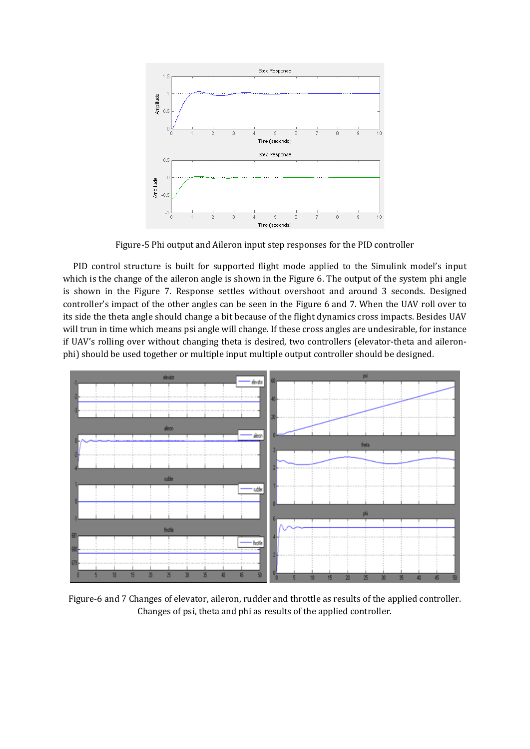Figure-5 Phi output and Aileron input step responses for the PID controller

PID control structure is built for supported flight mode applied to the Simulink model's input which is the change of the aileron angle is shown in the Figure 6. The output of the system phi angle is shown in the Figure 7. Response settles without overshoot and around 3 seconds. Designed controller's impact of the other angles can be seen in the Figure 6 and 7. When the UAV roll over to its side the theta angle should change a bit because of the flight dynamics cross impacts. Besides UAV will trun in time which means psi angle will change. If these cross angles are undesirable, for instance if UAV's rolling over without changing theta is desired, two controllers (elevator-theta and aileron-phi) should be used together or multiple input multiple output controller should be designed.

Figure-6 and 7 Changes of elevator, aileron, rudder and throttle as results of the applied controller. Changes of psi, theta and phi as results of the applied controller.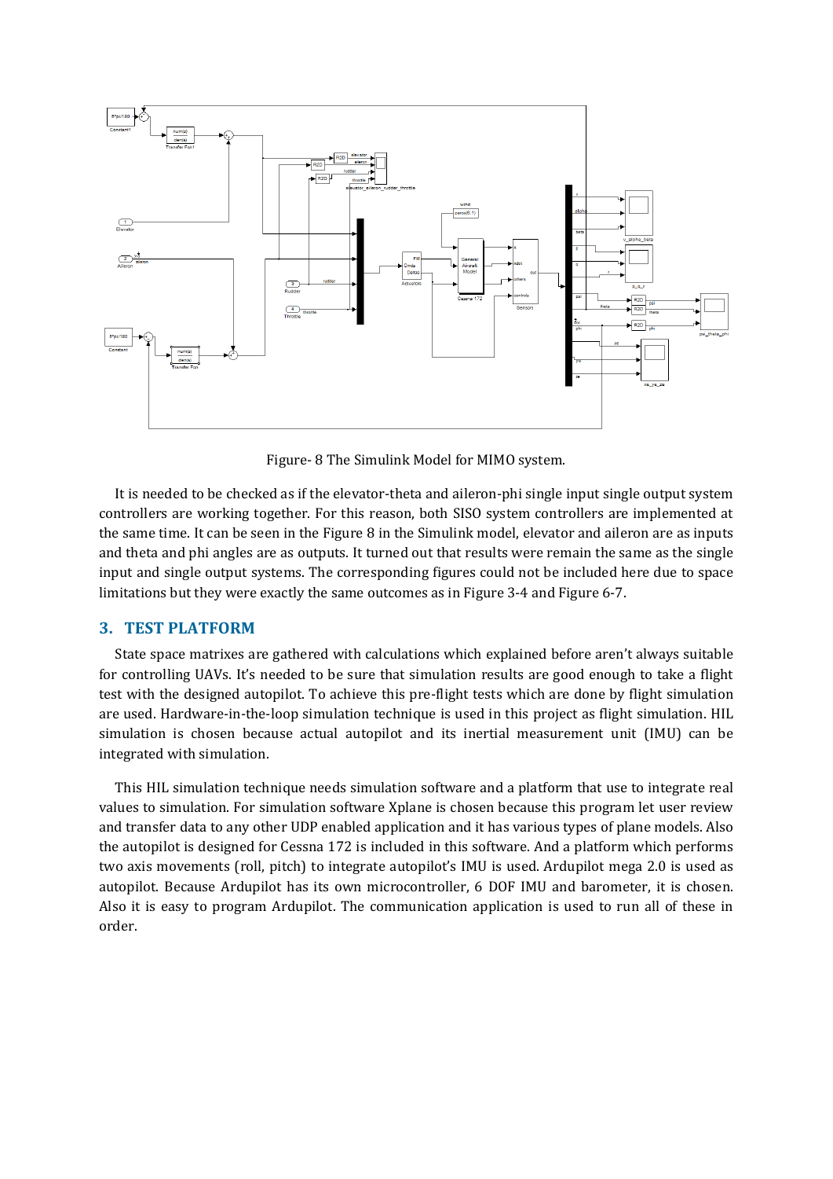Figure- 8 The Simulink Model for MIMO system.

It is needed to be checked as if the elevator-theta and aileron-phi single input single output system controllers are working together. For this reason, both SISO system controllers are implemented at the same time. It can be seen in the Figure 8 in the Simulink model, elevator and aileron are as inputs and theta and phi angles are as outputs. It turned out that results were remain the same as the single input and single output systems. The corresponding figures could not be included here due to space limitations but they were exactly the same outcomes as in Figure 3-4 and Figure 6-7.

## 3. TEST PLATFORM

State space matrixes are gathered with calculations which explained before aren't always suitable for controlling UAVs. It's needed to be sure that simulation results are good enough to take a flight test with the designed autopilot. To achieve this pre-flight tests which are done by flight simulation are used. Hardware-in-the-loop simulation technique is used in this project as flight simulation. HIL simulation is chosen because actual autopilot and its inertial measurement unit (IMU) can be integrated with simulation.

This HIL simulation technique needs simulation software and a platform that use to integrate real values to simulation. For simulation software Xplane is chosen because this program let user review and transfer data to any other UDP enabled application and it has various types of plane models. Also the autopilot is designed for Cessna 172 is included in this software. And a platform which performs two axis movements (roll, pitch) to integrate autopilot's IMU is used. Ardupilot mega 2.0 is used as autopilot. Because Ardupilot has its own microcontroller, 6 DOF IMU and barometer, it is chosen. Also it is easy to program Ardupilot. The communication application is used to run all of these in order.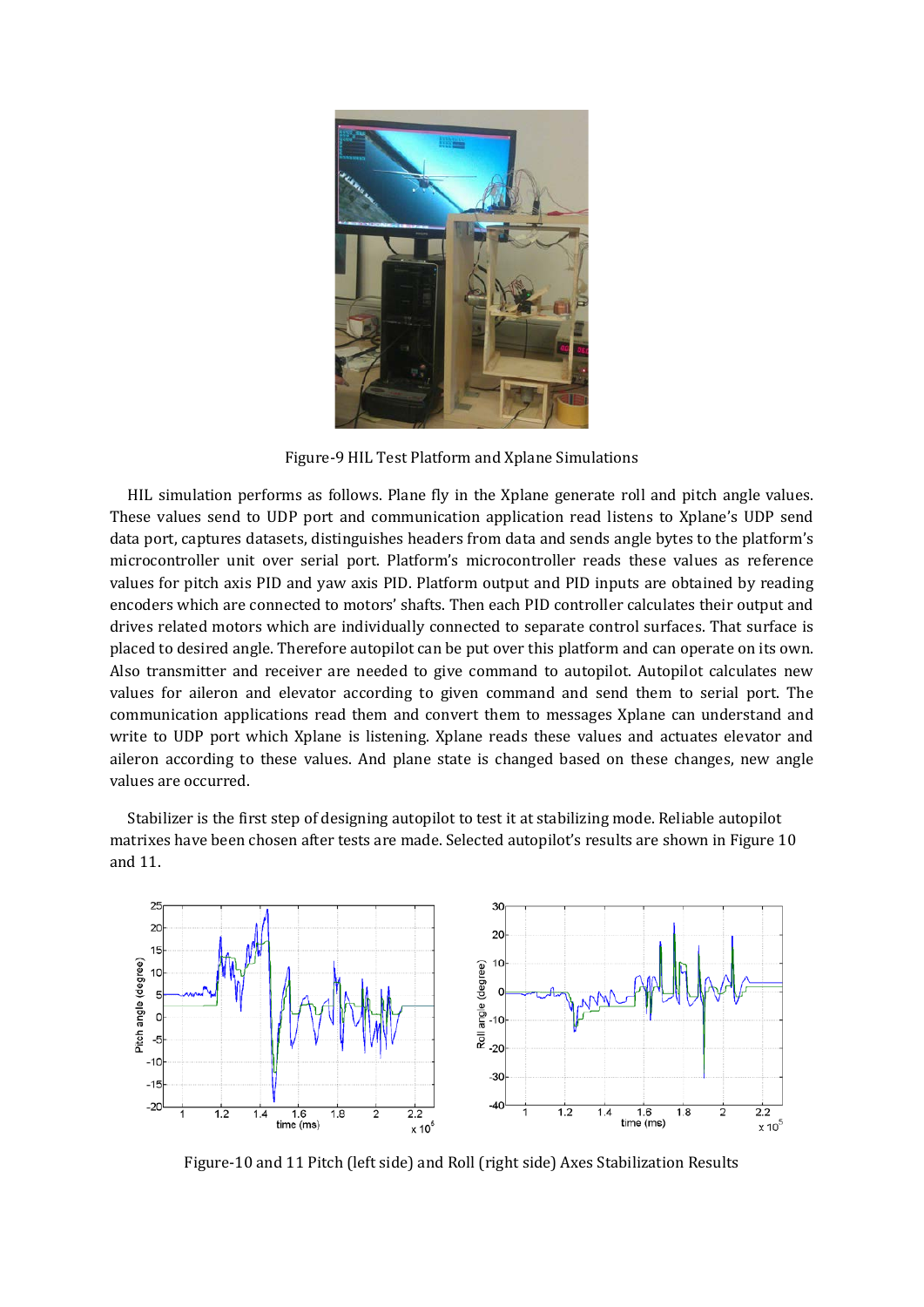Figure-9 HIL Test Platform and Xplane Simulations

HIL simulation performs as follows. Plane fly in the Xplane generate roll and pitch angle values. These values send to UDP port and communication application read listens to Xplane's UDP send data port, captures datasets, distinguishes headers from data and sends angle bytes to the platform's microcontroller unit over serial port. Platform's microcontroller reads these values as reference values for pitch axis PID and yaw axis PID. Platform output and PID inputs are obtained by reading encoders which are connected to motors' shafts. Then each PID controller calculates their output and drives related motors which are individually connected to separate control surfaces. That surface is placed to desired angle. Therefore autopilot can be put over this platform and can operate on its own. Also transmitter and receiver are needed to give command to autopilot. Autopilot calculates new values for aileron and elevator according to given command and send them to serial port. The communication applications read them and convert them to messages Xplane can understand and write to UDP port which Xplane is listening. Xplane reads these values and actuates elevator and aileron according to these values. And plane state is changed based on these changes, new angle values are occurred.

Stabilizer is the first step of designing autopilot to test it at stabilizing mode. Reliable autopilot matrixes have been chosen after tests are made. Selected autopilot's results are shown in Figure 10 and 11.

Figure-10 and 11 Pitch (left side) and Roll (right side) Axes Stabilization Results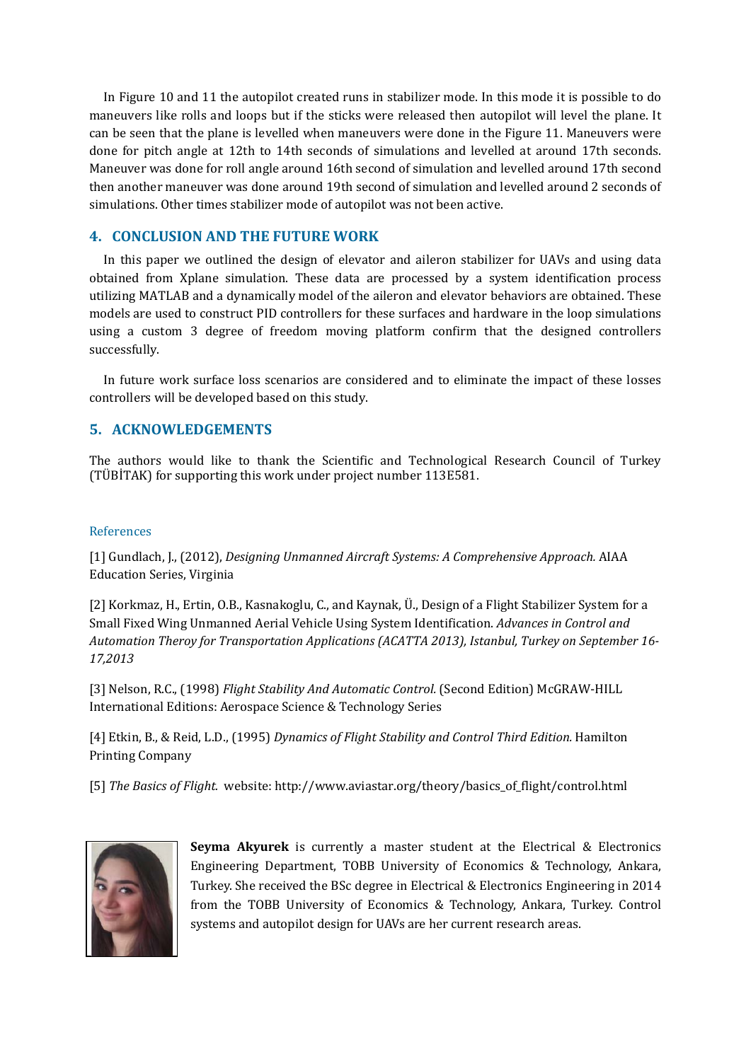In Figure 10 and 11 the autopilot created runs in stabilizer mode. In this mode it is possible to do maneuvers like rolls and loops but if the sticks were released then autopilot will level the plane. It can be seen that the plane is levelled when maneuvers were done in the Figure 11. Maneuvers were done for pitch angle at 12th to 14th seconds of simulations and levelled at around 17th seconds. Maneuver was done for roll angle around 16th second of simulation and levelled around 17th second then another maneuver was done around 19th second of simulation and levelled around 2 seconds of simulations. Other times stabilizer mode of autopilot was not been active.

## 4. CONCLUSION AND THE FUTURE WORK

In this paper we outlined the design of elevator and aileron stabilizer for UAVs and using data obtained from Xplane simulation. These data are processed by a system identification process utilizing MATLAB and a dynamically model of the aileron and elevator behaviors are obtained. These models are used to construct PID controllers for these surfaces and hardware in the loop simulations using a custom 3 degree of freedom moving platform confirm that the designed controllers successfully.

In future work surface loss scenarios are considered and to eliminate the impact of these losses controllers will be developed based on this study.

## 5. ACKNOWLEDGEMENTS

The authors would like to thank the Scientific and Technological Research Council of Turkey (TÜBİTAK) for supporting this work under project number 113E581.

### References

[1] Gundlach, J., (2012), *Designing Unmanned Aircraft Systems: A Comprehensive Approach.* AIAA Education Series, Virginia

[2] Korkmaz, H., Ertin, O.B., Kasnakoglu, C., and Kaynak, Ü., Design of a Flight Stabilizer System for a Small Fixed Wing Unmanned Aerial Vehicle Using System Identification. *Advances in Control and Automation Theroy for Transportation Applications (ACATTA 2013), Istanbul, Turkey on September 16-17,2013*

[3] Nelson, R.C., (1998) *Flight Stability And Automatic Control.* (Second Edition) McGRAW-HILL International Editions: Aerospace Science & Technology Series

[4] Etkin, B., & Reid, L.D., (1995) *Dynamics of Flight Stability and Control Third Edition.* Hamilton Printing Company

[5] *The Basics of Flight.* website: http://www.aviastar.org/theory/basics_of_flight/control.html

**Seyma Akyurek** is currently a master student at the Electrical & Electronics Engineering Department, TOBB University of Economics & Technology, Ankara, Turkey. She received the BSc degree in Electrical & Electronics Engineering in 2014 from the TOBB University of Economics & Technology, Ankara, Turkey. Control systems and autopilot design for UAVs are her current research areas.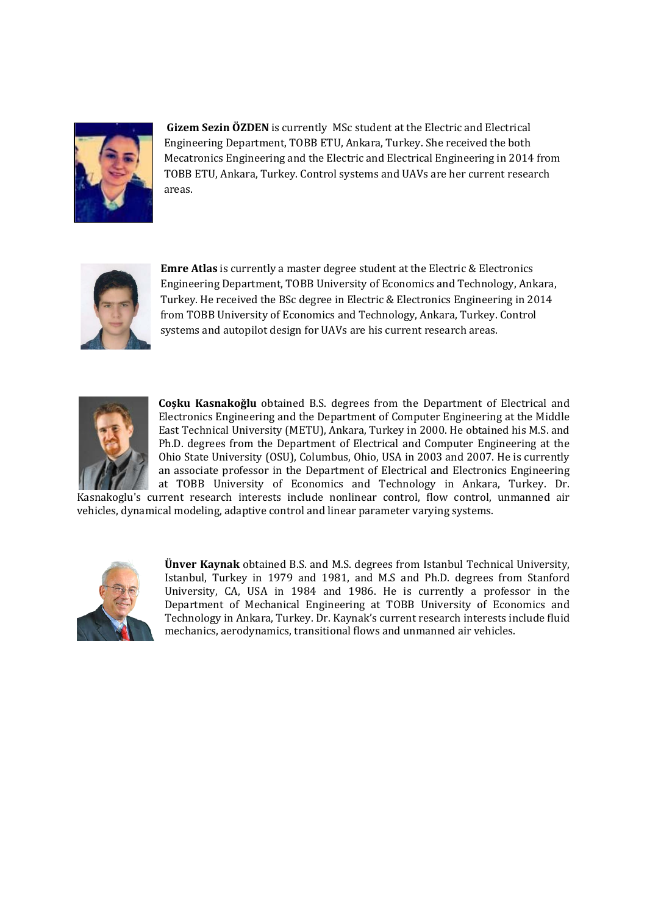**Gizem Sezin ÖZDEN** is currently MSc student at the Electric and Electrical Engineering Department, TOBB ETU, Ankara, Turkey. She received the both Mecatronics Engineering and the Electric and Electrical Engineering in 2014 from TOBB ETU, Ankara, Turkey. Control systems and UAVs are her current research areas.

**Emre Atlas** is currently a master degree student at the Electric & Electronics Engineering Department, TOBB University of Economics and Technology, Ankara, Turkey. He received the BSc degree in Electric & Electronics Engineering in 2014 from TOBB University of Economics and Technology, Ankara, Turkey. Control systems and autopilot design for UAVs are his current research areas.

**Coşku Kasnakoğlu** obtained B.S. degrees from the Department of Electrical and Electronics Engineering and the Department of Computer Engineering at the Middle East Technical University (METU), Ankara, Turkey in 2000. He obtained his M.S. and Ph.D. degrees from the Department of Electrical and Computer Engineering at the Ohio State University (OSU), Columbus, Ohio, USA in 2003 and 2007. He is currently an associate professor in the Department of Electrical and Electronics Engineering at TOBB University of Economics and Technology in Ankara, Turkey. Dr. Kasnakoglu's current research interests include nonlinear control, flow control, unmanned air vehicles, dynamical modeling, adaptive control and linear parameter varying systems.

**Ünver Kaynak** obtained B.S. and M.S. degrees from Istanbul Technical University, Istanbul, Turkey in 1979 and 1981, and M.S and Ph.D. degrees from Stanford University, CA, USA in 1984 and 1986. He is currently a professor in the Department of Mechanical Engineering at TOBB University of Economics and Technology in Ankara, Turkey. Dr. Kaynak's current research interests include fluid mechanics, aerodynamics, transitional flows and unmanned air vehicles.